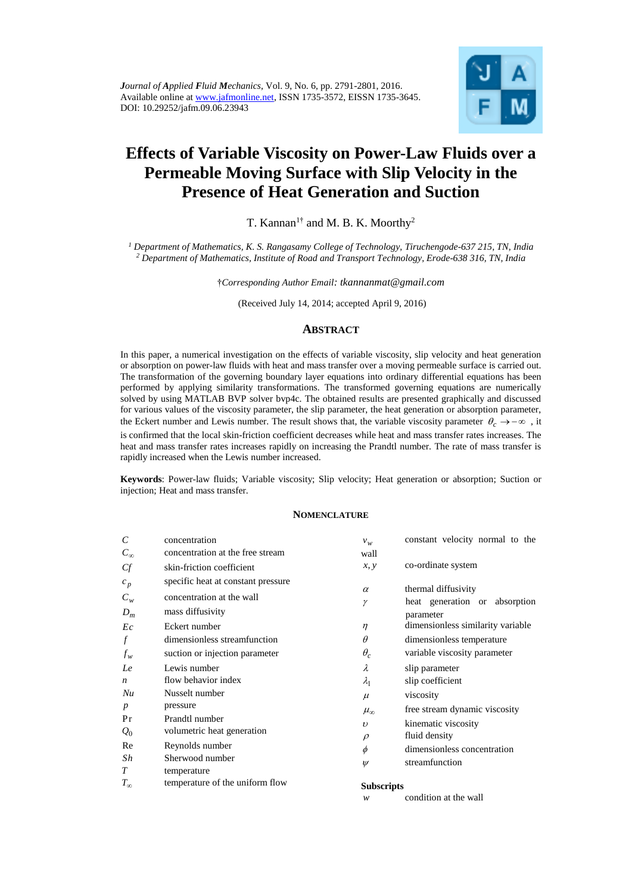*Journal of Applied Fluid Mechanics*, Vol. 9, No. 6, pp. 2791-2801, 2016.
Available online at www.jafmonline.net, ISSN 1735-3572, EISSN 1735-3645.
DOI: 10.29252/jafm.09.06.23943

# Effects of Variable Viscosity on Power-Law Fluids over a Permeable Moving Surface with Slip Velocity in the Presence of Heat Generation and Suction

T. Kannan[1†] and M. B. K. Moorthy[2]

[1] *Department of Mathematics, K. S. Rangasamy College of Technology, Tiruchengode-637 215, TN, India*
[2] *Department of Mathematics, Institute of Road and Transport Technology, Erode-638 316, TN, India*

†*Corresponding Author Email: tkannanmat@gmail.com*

(Received July 14, 2014; accepted April 9, 2016)

## ABSTRACT

In this paper, a numerical investigation on the effects of variable viscosity, slip velocity and heat generation or absorption on power-law fluids with heat and mass transfer over a moving permeable surface is carried out. The transformation of the governing boundary layer equations into ordinary differential equations has been performed by applying similarity transformations. The transformed governing equations are numerically solved by using MATLAB BVP solver bvp4c. The obtained results are presented graphically and discussed for various values of the viscosity parameter, the slip parameter, the heat generation or absorption parameter, the Eckert number and Lewis number. The result shows that, the variable viscosity parameter $\theta_c \to -\infty$, it is confirmed that the local skin-friction coefficient decreases while heat and mass transfer rates increases. The heat and mass transfer rates increases rapidly on increasing the Prandtl number. The rate of mass transfer is rapidly increased when the Lewis number increased.

**Keywords**: Power-law fluids; Variable viscosity; Slip velocity; Heat generation or absorption; Suction or injection; Heat and mass transfer.

## NOMENCLATURE

| | |
|---|---|
| $C$ | concentration |
| $C_\infty$ | concentration at the free stream |
| $Cf$ | skin-friction coefficient |
| $c_p$ | specific heat at constant pressure |
| $C_w$ | concentration at the wall |
| $D_m$ | mass diffusivity |
| $Ec$ | Eckert number |
| $f$ | dimensionless streamfunction |
| $f_w$ | suction or injection parameter |
| $Le$ | Lewis number |
| $n$ | flow behavior index |
| $Nu$ | Nusselt number |
| $p$ | pressure |
| $\Pr$ | Prandtl number |
| $Q_0$ | volumetric heat generation |
| $\mathrm{Re}$ | Reynolds number |
| $Sh$ | Sherwood number |
| $T$ | temperature |
| $T_\infty$ | temperature of the uniform flow |
| $v_w$ | constant velocity normal to the wall |
| $x, y$ | co-ordinate system |
| $\alpha$ | thermal diffusivity |
| $\gamma$ | heat generation or absorption parameter |
| $\eta$ | dimensionless similarity variable |
| $\theta$ | dimensionless temperature |
| $\theta_c$ | variable viscosity parameter |
| $\lambda$ | slip parameter |
| $\lambda_1$ | slip coefficient |
| $\mu$ | viscosity |
| $\mu_\infty$ | free stream dynamic viscosity |
| $\upsilon$ | kinematic viscosity |
| $\rho$ | fluid density |
| $\phi$ | dimensionless concentration |
| $\psi$ | streamfunction |

**Subscripts**

| | |
|---|---|
| $w$ | condition at the wall |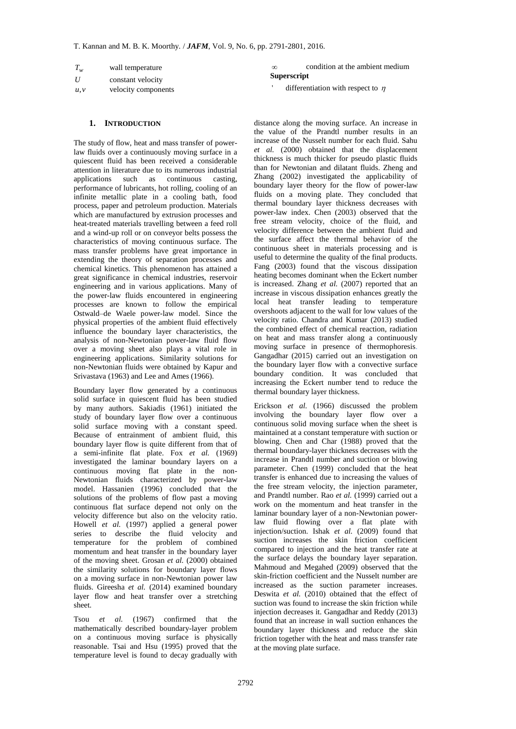| | |
|---|---|
| $T_w$ | wall temperature |
| $U$ | constant velocity |
| $u, v$ | velocity components |
| $\infty$ | condition at the ambient medium |
| **Superscript** | |
| $'$ | differentiation with respect to $\eta$ |

## 1. INTRODUCTION

The study of flow, heat and mass transfer of power-law fluids over a continuously moving surface in a quiescent fluid has been received a considerable attention in literature due to its numerous industrial applications such as continuous casting, performance of lubricants, hot rolling, cooling of an infinite metallic plate in a cooling bath, food process, paper and petroleum production. Materials which are manufactured by extrusion processes and heat-treated materials travelling between a feed roll and a wind-up roll or on conveyor belts possess the characteristics of moving continuous surface. The mass transfer problems have great importance in extending the theory of separation processes and chemical kinetics. This phenomenon has attained a great significance in chemical industries, reservoir engineering and in various applications. Many of the power-law fluids encountered in engineering processes are known to follow the empirical Ostwald–de Waele power-law model. Since the physical properties of the ambient fluid effectively influence the boundary layer characteristics, the analysis of non-Newtonian power-law fluid flow over a moving sheet also plays a vital role in engineering applications. Similarity solutions for non-Newtonian fluids were obtained by Kapur and Srivastava (1963) and Lee and Ames (1966).

Boundary layer flow generated by a continuous solid surface in quiescent fluid has been studied by many authors. Sakiadis (1961) initiated the study of boundary layer flow over a continuous solid surface moving with a constant speed. Because of entrainment of ambient fluid, this boundary layer flow is quite different from that of a semi-infinite flat plate. Fox *et al.* (1969) investigated the laminar boundary layers on a continuous moving flat plate in the non-Newtonian fluids characterized by power-law model. Hassanien (1996) concluded that the solutions of the problems of flow past a moving continuous flat surface depend not only on the velocity difference but also on the velocity ratio. Howell *et al.* (1997) applied a general power series to describe the fluid velocity and temperature for the problem of combined momentum and heat transfer in the boundary layer of the moving sheet. Grosan *et al.* (2000) obtained the similarity solutions for boundary layer flows on a moving surface in non-Newtonian power law fluids. Gireesha *et al.* (2014) examined boundary layer flow and heat transfer over a stretching sheet.

Tsou *et al.* (1967) confirmed that the mathematically described boundary-layer problem on a continuous moving surface is physically reasonable. Tsai and Hsu (1995) proved that the temperature level is found to decay gradually with distance along the moving surface. An increase in the value of the Prandtl number results in an increase of the Nusselt number for each fluid. Sahu *et al.* (2000) obtained that the displacement thickness is much thicker for pseudo plastic fluids than for Newtonian and dilatant fluids. Zheng and Zhang (2002) investigated the applicability of boundary layer theory for the flow of power-law fluids on a moving plate. They concluded that thermal boundary layer thickness decreases with power-law index. Chen (2003) observed that the free stream velocity, choice of the fluid, and velocity difference between the ambient fluid and the surface affect the thermal behavior of the continuous sheet in materials processing and is useful to determine the quality of the final products. Fang (2003) found that the viscous dissipation heating becomes dominant when the Eckert number is increased. Zhang *et al.* (2007) reported that an increase in viscous dissipation enhances greatly the local heat transfer leading to temperature overshoots adjacent to the wall for low values of the velocity ratio. Chandra and Kumar (2013) studied the combined effect of chemical reaction, radiation on heat and mass transfer along a continuously moving surface in presence of thermophoresis. Gangadhar (2015) carried out an investigation on the boundary layer flow with a convective surface boundary condition. It was concluded that increasing the Eckert number tend to reduce the thermal boundary layer thickness.

Erickson *et al.* (1966) discussed the problem involving the boundary layer flow over a continuous solid moving surface when the sheet is maintained at a constant temperature with suction or blowing. Chen and Char (1988) proved that the thermal boundary-layer thickness decreases with the increase in Prandtl number and suction or blowing parameter. Chen (1999) concluded that the heat transfer is enhanced due to increasing the values of the free stream velocity, the injection parameter, and Prandtl number. Rao *et al.* (1999) carried out a work on the momentum and heat transfer in the laminar boundary layer of a non-Newtonian power-law fluid flowing over a flat plate with injection/suction. Ishak *et al.* (2009) found that suction increases the skin friction coefficient compared to injection and the heat transfer rate at the surface delays the boundary layer separation. Mahmoud and Megahed (2009) observed that the skin-friction coefficient and the Nusselt number are increased as the suction parameter increases. Deswita *et al.* (2010) obtained that the effect of suction was found to increase the skin friction while injection decreases it. Gangadhar and Reddy (2013) found that an increase in wall suction enhances the boundary layer thickness and reduce the skin friction together with the heat and mass transfer rate at the moving plate surface.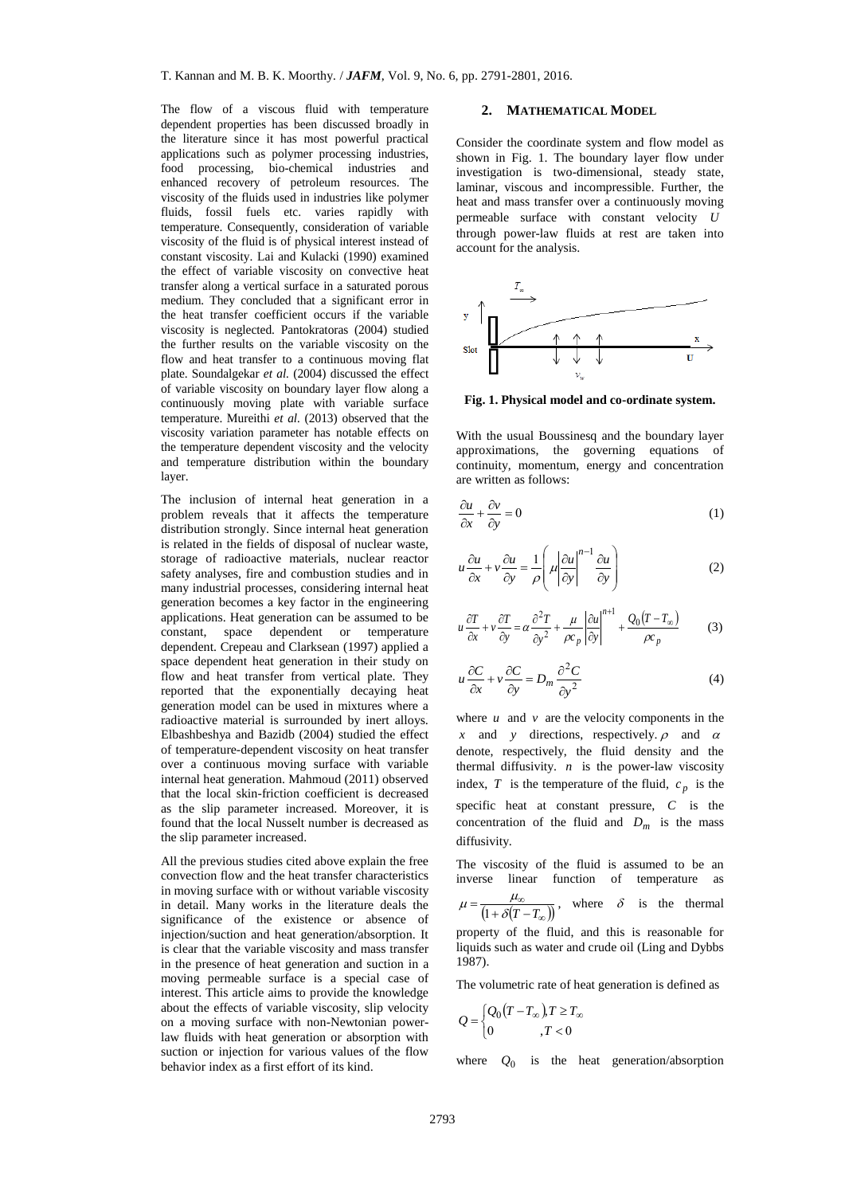The flow of a viscous fluid with temperature dependent properties has been discussed broadly in the literature since it has most powerful practical applications such as polymer processing industries, food processing, bio-chemical industries and enhanced recovery of petroleum resources. The viscosity of the fluids used in industries like polymer fluids, fossil fuels etc. varies rapidly with temperature. Consequently, consideration of variable viscosity of the fluid is of physical interest instead of constant viscosity. Lai and Kulacki (1990) examined the effect of variable viscosity on convective heat transfer along a vertical surface in a saturated porous medium. They concluded that a significant error in the heat transfer coefficient occurs if the variable viscosity is neglected. Pantokratoras (2004) studied the further results on the variable viscosity on the flow and heat transfer to a continuous moving flat plate. Soundalgekar *et al.* (2004) discussed the effect of variable viscosity on boundary layer flow along a continuously moving plate with variable surface temperature. Mureithi *et al.* (2013) observed that the viscosity variation parameter has notable effects on the temperature dependent viscosity and the velocity and temperature distribution within the boundary layer.

The inclusion of internal heat generation in a problem reveals that it affects the temperature distribution strongly. Since internal heat generation is related in the fields of disposal of nuclear waste, storage of radioactive materials, nuclear reactor safety analyses, fire and combustion studies and in many industrial processes, considering internal heat generation becomes a key factor in the engineering applications. Heat generation can be assumed to be constant, space dependent or temperature dependent. Crepeau and Clarksean (1997) applied a space dependent heat generation in their study on flow and heat transfer from vertical plate. They reported that the exponentially decaying heat generation model can be used in mixtures where a radioactive material is surrounded by inert alloys. Elbashbeshya and Bazidb (2004) studied the effect of temperature-dependent viscosity on heat transfer over a continuous moving surface with variable internal heat generation. Mahmoud (2011) observed that the local skin-friction coefficient is decreased as the slip parameter increased. Moreover, it is found that the local Nusselt number is decreased as the slip parameter increased.

All the previous studies cited above explain the free convection flow and the heat transfer characteristics in moving surface with or without variable viscosity in detail. Many works in the literature deals the significance of the existence or absence of injection/suction and heat generation/absorption. It is clear that the variable viscosity and mass transfer in the presence of heat generation and suction in a moving permeable surface is a special case of interest. This article aims to provide the knowledge about the effects of variable viscosity, slip velocity on a moving surface with non-Newtonian power-law fluids with heat generation or absorption with suction or injection for various values of the flow behavior index as a first effort of its kind.

## 2. MATHEMATICAL MODEL

Consider the coordinate system and flow model as shown in Fig. 1. The boundary layer flow under investigation is two-dimensional, steady state, laminar, viscous and incompressible. Further, the heat and mass transfer over a continuously moving permeable surface with constant velocity $U$ through power-law fluids at rest are taken into account for the analysis.

**Fig. 1. Physical model and co-ordinate system.**

With the usual Boussinesq and the boundary layer approximations, the governing equations of continuity, momentum, energy and concentration are written as follows:

$$\frac{\partial u}{\partial x}+\frac{\partial v}{\partial y}=0 \tag{1}$$

$$u\frac{\partial u}{\partial x}+v\frac{\partial u}{\partial y}=\frac{1}{\rho}\left(\mu\left|\frac{\partial u}{\partial y}\right|^{n-1}\frac{\partial u}{\partial y}\right) \tag{2}$$

$$u\frac{\partial T}{\partial x}+v\frac{\partial T}{\partial y}=\alpha\frac{\partial^2 T}{\partial y^2}+\frac{\mu}{\rho c_p}\left|\frac{\partial u}{\partial y}\right|^{n+1}+\frac{Q_0\left(T-T_\infty\right)}{\rho c_p} \tag{3}$$

$$u\frac{\partial C}{\partial x}+v\frac{\partial C}{\partial y}=D_m\frac{\partial^2 C}{\partial y^2} \tag{4}$$

where $u$ and $v$ are the velocity components in the $x$ and $y$ directions, respectively. $\rho$ and $\alpha$ denote, respectively, the fluid density and the thermal diffusivity. $n$ is the power-law viscosity index, $T$ is the temperature of the fluid, $c_p$ is the specific heat at constant pressure, $C$ is the concentration of the fluid and $D_m$ is the mass diffusivity.

The viscosity of the fluid is assumed to be an inverse linear function of temperature as $\mu=\frac{\mu_\infty}{\left(1+\delta\left(T-T_\infty\right)\right)}$, where $\delta$ is the thermal property of the fluid, and this is reasonable for liquids such as water and crude oil (Ling and Dybbs 1987).

The volumetric rate of heat generation is defined as

$$Q=\begin{cases}Q_0\left(T-T_\infty\right), & T\geq T_\infty\\ 0, & T<0\end{cases}$$

where $Q_0$ is the heat generation/absorption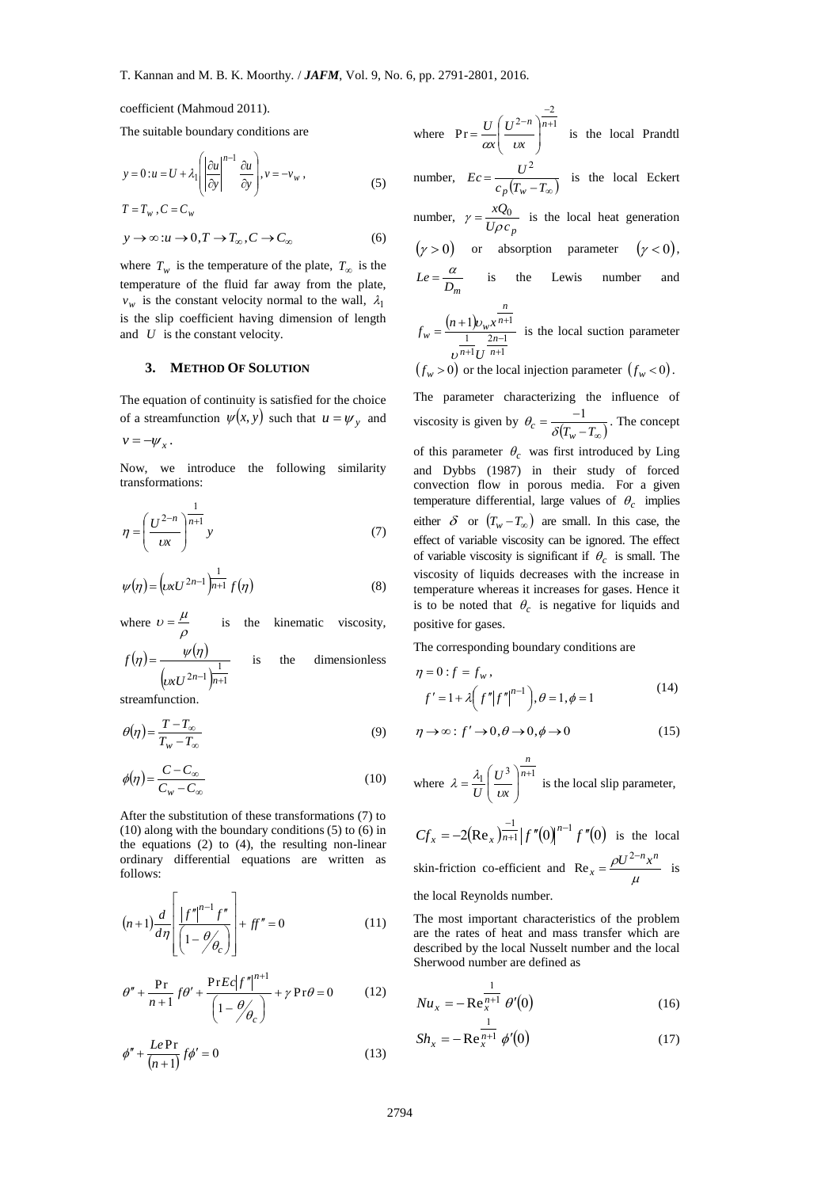coefficient (Mahmoud 2011).

The suitable boundary conditions are

$$y=0: u=U+\lambda_1\left(\left|\frac{\partial u}{\partial y}\right|^{n-1}\frac{\partial u}{\partial y}\right), v=-v_w, \tag{5}$$

$T=T_w, C=C_w$

$$y\to\infty: u\to 0, T\to T_\infty, C\to C_\infty \tag{6}$$

where $T_w$ is the temperature of the plate, $T_\infty$ is the temperature of the fluid far away from the plate, $v_w$ is the constant velocity normal to the wall, $\lambda_1$ is the slip coefficient having dimension of length and $U$ is the constant velocity.

## 3. Method Of Solution

The equation of continuity is satisfied for the choice of a streamfunction $\psi(x,y)$ such that $u=\psi_y$ and $v=-\psi_x$.

Now, we introduce the following similarity transformations:

$$\eta=\left(\frac{U^{2-n}}{\upsilon x}\right)^{\frac{1}{n+1}}y \tag{7}$$

$$\psi(\eta)=\left(\upsilon x U^{2n-1}\right)^{\frac{1}{n+1}}f(\eta) \tag{8}$$

where $\upsilon=\dfrac{\mu}{\rho}$ is the kinematic viscosity, $f(\eta)=\dfrac{\psi(\eta)}{\left(\upsilon x U^{2n-1}\right)^{\frac{1}{n+1}}}$ is the dimensionless streamfunction.

$$\theta(\eta)=\frac{T-T_\infty}{T_w-T_\infty} \tag{9}$$

$$\phi(\eta)=\frac{C-C_\infty}{C_w-C_\infty} \tag{10}$$

After the substitution of these transformations (7) to (10) along with the boundary conditions (5) to (6) in the equations (2) to (4), the resulting non-linear ordinary differential equations are written as follows:

$$(n+1)\frac{d}{d\eta}\left[\frac{\left|f''\right|^{n-1}f''}{\left(1-\theta/\theta_c\right)}\right]+ff''=0 \tag{11}$$

$$\theta''+\frac{\Pr}{n+1}f\theta'+\frac{\Pr Ec\left|f''\right|^{n+1}}{\left(1-\theta/\theta_c\right)}+\gamma\Pr\theta=0 \tag{12}$$

$$\phi''+\frac{Le\Pr}{(n+1)}f\phi'=0 \tag{13}$$

where $\Pr=\dfrac{U}{\alpha x}\left(\dfrac{U^{2-n}}{\upsilon x}\right)^{\frac{-2}{n+1}}$ is the local Prandtl number, $Ec=\dfrac{U^2}{c_p\left(T_w-T_\infty\right)}$ is the local Eckert number, $\gamma=\dfrac{xQ_0}{U\rho c_p}$ is the local heat generation $(\gamma>0)$ or absorption parameter $(\gamma<0)$, $Le=\dfrac{\alpha}{D_m}$ is the Lewis number and $f_w=\dfrac{(n+1)\upsilon_w x^{\frac{n}{n+1}}}{\upsilon^{\frac{1}{n+1}}U^{\frac{2n-1}{n+1}}}$ is the local suction parameter $(f_w>0)$ or the local injection parameter $(f_w<0)$.

The parameter characterizing the influence of viscosity is given by $\theta_c=\dfrac{-1}{\delta\left(T_w-T_\infty\right)}$. The concept of this parameter $\theta_c$ was first introduced by Ling and Dybbs (1987) in their study of forced convection flow in porous media. For a given temperature differential, large values of $\theta_c$ implies either $\delta$ or $\left(T_w-T_\infty\right)$ are small. In this case, the effect of variable viscosity can be ignored. The effect of variable viscosity is significant if $\theta_c$ is small. The viscosity of liquids decreases with the increase in temperature whereas it increases for gases. Hence it is to be noted that $\theta_c$ is negative for liquids and positive for gases.

The corresponding boundary conditions are

$$\eta=0: f=f_w,\quad f'=1+\lambda\left(f''\left|f''\right|^{n-1}\right), \theta=1, \phi=1 \tag{14}$$

$$\eta\to\infty: f'\to 0, \theta\to 0, \phi\to 0 \tag{15}$$

where $\lambda=\dfrac{\lambda_1}{U}\left(\dfrac{U^3}{\upsilon x}\right)^{\frac{n}{n+1}}$ is the local slip parameter,

$Cf_x=-2\left(\mathrm{Re}_x\right)^{\frac{-1}{n+1}}\left|f''(0)\right|^{n-1}f''(0)$ is the local skin-friction co-efficient and $\mathrm{Re}_x=\dfrac{\rho U^{2-n}x^n}{\mu}$ is the local Reynolds number.

The most important characteristics of the problem are the rates of heat and mass transfer which are described by the local Nusselt number and the local Sherwood number are defined as

$$Nu_x=-\mathrm{Re}_x^{\frac{1}{n+1}}\theta'(0) \tag{16}$$

$$Sh_x=-\mathrm{Re}_x^{\frac{1}{n+1}}\phi'(0) \tag{17}$$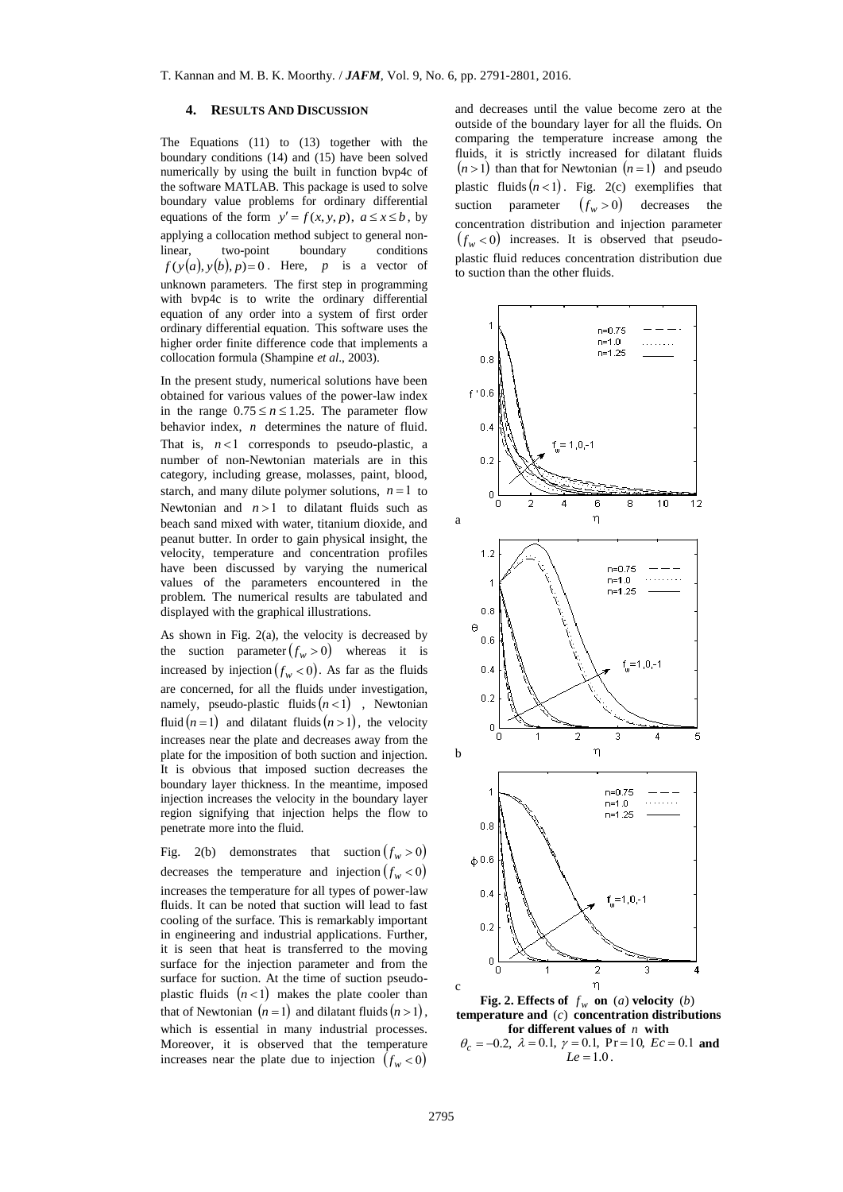## 4. RESULTS AND DISCUSSION

The Equations (11) to (13) together with the boundary conditions (14) and (15) have been solved numerically by using the built in function bvp4c of the software MATLAB. This package is used to solve boundary value problems for ordinary differential equations of the form $y' = f(x, y, p),\ a \le x \le b$, by applying a collocation method subject to general non-linear, two-point boundary conditions $f(y(a), y(b), p) = 0$. Here, $p$ is a vector of unknown parameters. The first step in programming with bvp4c is to write the ordinary differential equation of any order into a system of first order ordinary differential equation. This software uses the higher order finite difference code that implements a collocation formula (Shampine *et al*., 2003).

In the present study, numerical solutions have been obtained for various values of the power-law index in the range $0.75 \le n \le 1.25$. The parameter flow behavior index, $n$ determines the nature of fluid. That is, $n < 1$ corresponds to pseudo-plastic, a number of non-Newtonian materials are in this category, including grease, molasses, paint, blood, starch, and many dilute polymer solutions, $n = 1$ to Newtonian and $n > 1$ to dilatant fluids such as beach sand mixed with water, titanium dioxide, and peanut butter. In order to gain physical insight, the velocity, temperature and concentration profiles have been discussed by varying the numerical values of the parameters encountered in the problem. The numerical results are tabulated and displayed with the graphical illustrations.

As shown in Fig. 2(a), the velocity is decreased by the suction parameter $(f_w > 0)$ whereas it is increased by injection $(f_w < 0)$. As far as the fluids are concerned, for all the fluids under investigation, namely, pseudo-plastic fluids $(n < 1)$, Newtonian fluid $(n = 1)$ and dilatant fluids $(n > 1)$, the velocity increases near the plate and decreases away from the plate for the imposition of both suction and injection. It is obvious that imposed suction decreases the boundary layer thickness. In the meantime, imposed injection increases the velocity in the boundary layer region signifying that injection helps the flow to penetrate more into the fluid.

Fig. 2(b) demonstrates that suction $(f_w > 0)$ decreases the temperature and injection $(f_w < 0)$ increases the temperature for all types of power-law fluids. It can be noted that suction will lead to fast cooling of the surface. This is remarkably important in engineering and industrial applications. Further, it is seen that heat is transferred to the moving surface for the injection parameter and from the surface for suction. At the time of suction pseudo-plastic fluids $(n < 1)$ makes the plate cooler than that of Newtonian $(n = 1)$ and dilatant fluids $(n > 1)$, which is essential in many industrial processes. Moreover, it is observed that the temperature increases near the plate due to injection $(f_w < 0)$ and decreases until the value become zero at the outside of the boundary layer for all the fluids. On comparing the temperature increase among the fluids, it is strictly increased for dilatant fluids $(n > 1)$ than that for Newtonian $(n = 1)$ and pseudo plastic fluids $(n < 1)$. Fig. 2(c) exemplifies that suction parameter $(f_w > 0)$ decreases the concentration distribution and injection parameter $(f_w < 0)$ increases. It is observed that pseudo-plastic fluid reduces concentration distribution due to suction than the other fluids.

**Fig. 2. Effects of $f_w$ on (*a*) velocity (*b*) temperature and (*c*) concentration distributions for different values of $n$ with $\theta_c = -0.2,\ \lambda = 0.1,\ \gamma = 0.1,\ \Pr = 10,\ Ec = 0.1$ and $Le = 1.0$.**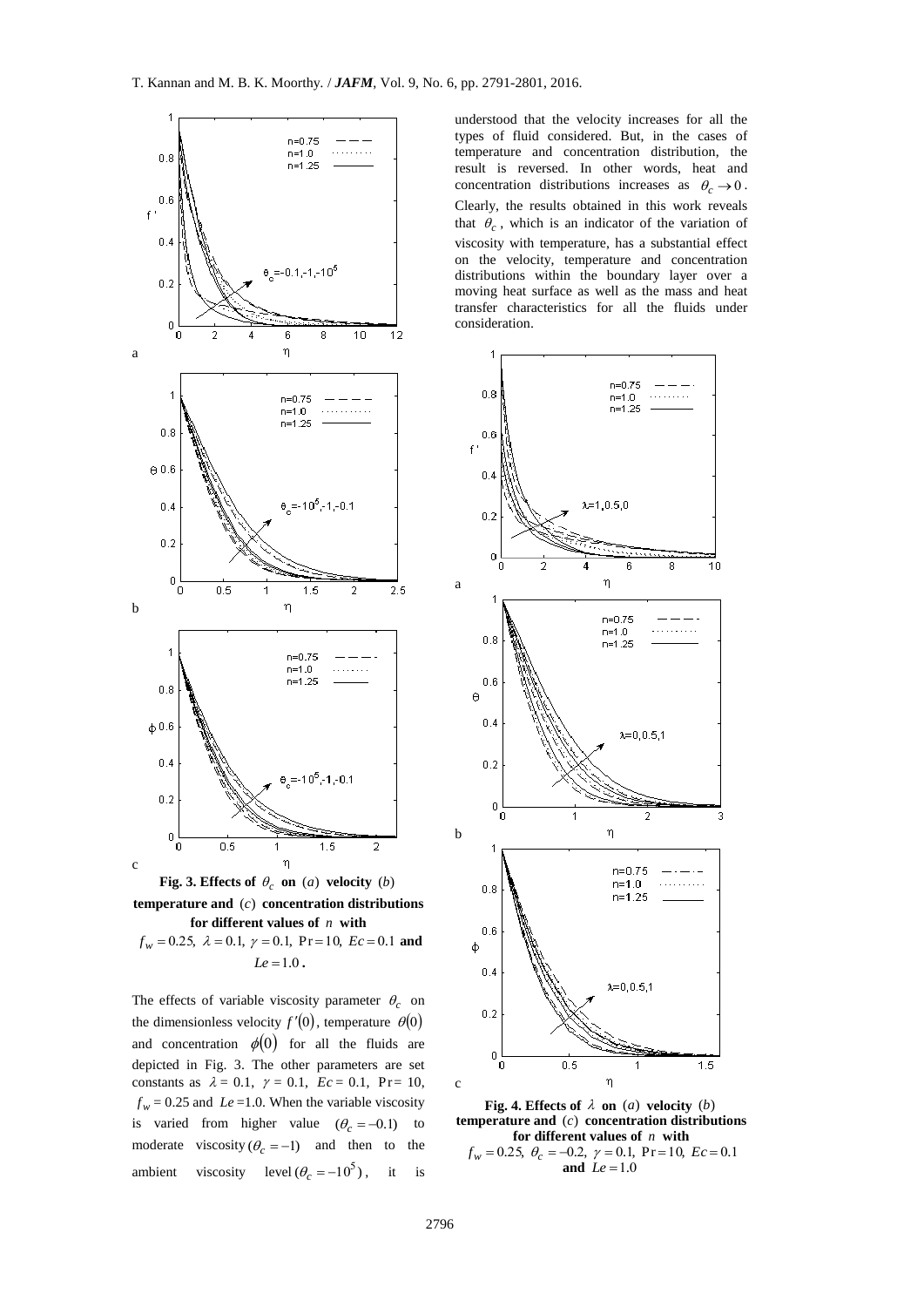understood that the velocity increases for all the types of fluid considered. But, in the cases of temperature and concentration distribution, the result is reversed. In other words, heat and concentration distributions increases as $\theta_c \to 0$. Clearly, the results obtained in this work reveals that $\theta_c$, which is an indicator of the variation of viscosity with temperature, has a substantial effect on the velocity, temperature and concentration distributions within the boundary layer over a moving heat surface as well as the mass and heat transfer characteristics for all the fluids under consideration.

**Fig. 3. Effects of $\theta_c$ on (*a*) velocity (*b*) temperature and (*c*) concentration distributions for different values of $n$ with $f_w = 0.25,\ \lambda = 0.1,\ \gamma = 0.1,\ \Pr = 10,\ Ec = 0.1$ and $Le = 1.0$.**

The effects of variable viscosity parameter $\theta_c$ on the dimensionless velocity $f'(0)$, temperature $\theta(0)$ and concentration $\phi(0)$ for all the fluids are depicted in Fig. 3. The other parameters are set constants as $\lambda = 0.1$, $\gamma = 0.1$, $Ec = 0.1$, $\Pr = 10$, $f_w = 0.25$ and $Le = 1.0$. When the variable viscosity is varied from higher value $(\theta_c = -0.1)$ to moderate viscosity $(\theta_c = -1)$ and then to the ambient viscosity level $(\theta_c = -10^5)$, it is

**Fig. 4. Effects of $\lambda$ on (*a*) velocity (*b*) temperature and (*c*) concentration distributions for different values of $n$ with $f_w = 0.25,\ \theta_c = -0.2,\ \gamma = 0.1,\ \Pr = 10,\ Ec = 0.1$ and $Le = 1.0$**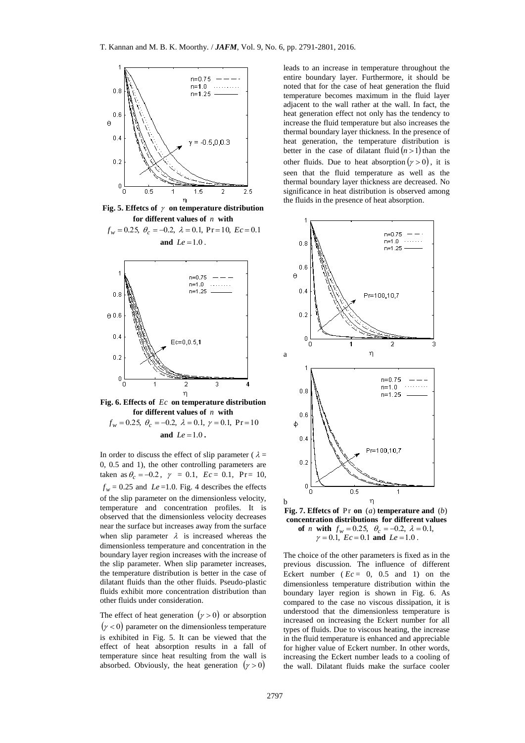**Fig. 5. Effetcs of $\gamma$ on temperature distribution for different values of $n$ with $f_w = 0.25,\ \theta_c = -0.2,\ \lambda = 0.1,\ \Pr = 10,\ Ec = 0.1$ and $Le = 1.0$.**

**Fig. 6. Effects of $Ec$ on temperature distribution for different values of $n$ with $f_w = 0.25,\ \theta_c = -0.2,\ \lambda = 0.1,\ \gamma = 0.1,\ \Pr = 10$ and $Le = 1.0$.**

In order to discuss the effect of slip parameter ( $\lambda$ = 0, 0.5 and 1), the other controlling parameters are taken as $\theta_c = -0.2$, $\gamma$ = 0.1, $Ec$ = 0.1, Pr = 10, $f_w$ = 0.25 and $Le$ =1.0. Fig. 4 describes the effects of the slip parameter on the dimensionless velocity, temperature and concentration profiles. It is observed that the dimensionless velocity decreases near the surface but increases away from the surface when slip parameter $\lambda$ is increased whereas the dimensionless temperature and concentration in the boundary layer region increases with the increase of the slip parameter. When slip parameter increases, the temperature distribution is better in the case of dilatant fluids than the other fluids. Pseudo-plastic fluids exhibit more concentration distribution than other fluids under consideration.

The effect of heat generation $(\gamma > 0)$ or absorption $(\gamma < 0)$ parameter on the dimensionless temperature is exhibited in Fig. 5. It can be viewed that the effect of heat absorption results in a fall of temperature since heat resulting from the wall is absorbed. Obviously, the heat generation $(\gamma > 0)$ leads to an increase in temperature throughout the entire boundary layer. Furthermore, it should be noted that for the case of heat generation the fluid temperature becomes maximum in the fluid layer adjacent to the wall rather at the wall. In fact, the heat generation effect not only has the tendency to increase the fluid temperature but also increases the thermal boundary layer thickness. In the presence of heat generation, the temperature distribution is better in the case of dilatant fluid $(n > 1)$ than the other fluids. Due to heat absorption $(\gamma > 0)$, it is seen that the fluid temperature as well as the thermal boundary layer thickness are decreased. No significance in heat distribution is observed among the fluids in the presence of heat absorption.

**Fig. 7. Effetcs of Pr on (*a*) temperature and (*b*) concentration distributions for different values of $n$ with $f_w = 0.25,\ \theta_c = -0.2,\ \lambda = 0.1,$ $\gamma = 0.1,\ Ec = 0.1$ and $Le = 1.0$.**

The choice of the other parameters is fixed as in the previous discussion. The influence of different Eckert number ( $Ec$ = 0, 0.5 and 1) on the dimensionless temperature distribution within the boundary layer region is shown in Fig. 6. As compared to the case no viscous dissipation, it is understood that the dimensionless temperature is increased on increasing the Eckert number for all types of fluids. Due to viscous heating, the increase in the fluid temperature is enhanced and appreciable for higher value of Eckert number. In other words, increasing the Eckert number leads to a cooling of the wall. Dilatant fluids make the surface cooler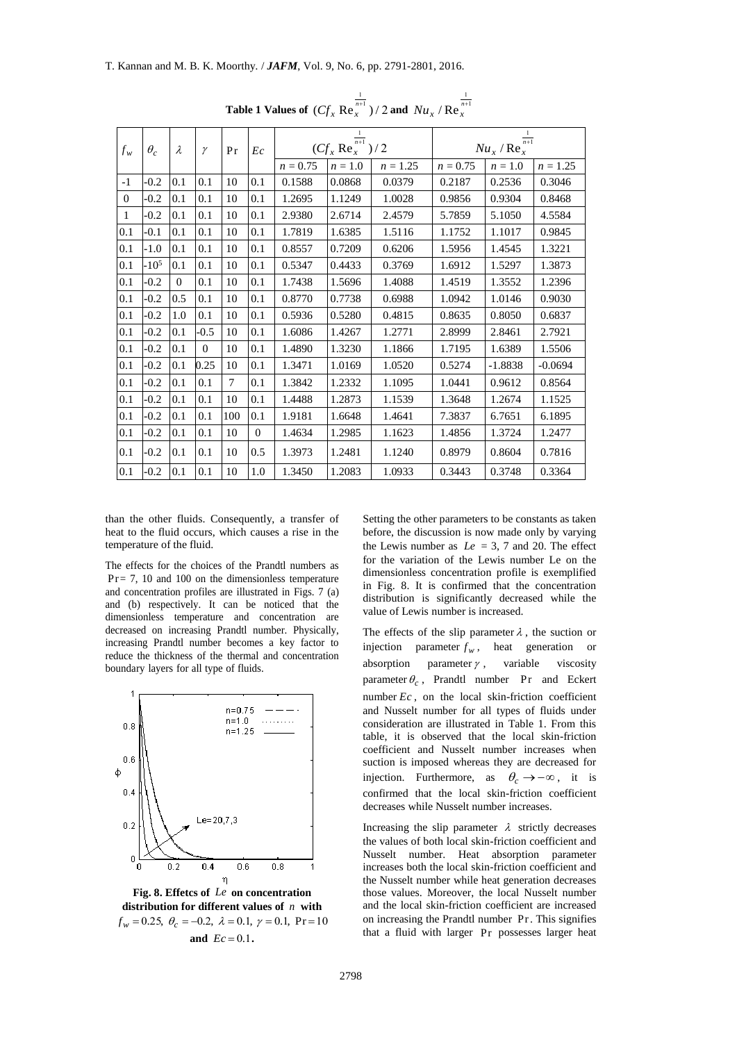**Table 1 Values of $(Cf_x \mathrm{Re}_x^{\frac{1}{n+1}})/2$ and $Nu_x / \mathrm{Re}_x^{\frac{1}{n+1}}$**

| $f_w$ | $\theta_c$ | $\lambda$ | $\gamma$ | Pr | $Ec$ | $(Cf_x \mathrm{Re}_x^{\frac{1}{n+1}})/2$ | | | $Nu_x / \mathrm{Re}_x^{\frac{1}{n+1}}$ | | |
|---|---|---|---|---|---|---|---|---|---|---|---|
| | | | | | | $n = 0.75$ | $n = 1.0$ | $n = 1.25$ | $n = 0.75$ | $n = 1.0$ | $n = 1.25$ |
| -1 | -0.2 | 0.1 | 0.1 | 10 | 0.1 | 0.1588 | 0.0868 | 0.0379 | 0.2187 | 0.2536 | 0.3046 |
| 0 | -0.2 | 0.1 | 0.1 | 10 | 0.1 | 1.2695 | 1.1249 | 1.0028 | 0.9856 | 0.9304 | 0.8468 |
| 1 | -0.2 | 0.1 | 0.1 | 10 | 0.1 | 2.9380 | 2.6714 | 2.4579 | 5.7859 | 5.1050 | 4.5584 |
| 0.1 | -0.1 | 0.1 | 0.1 | 10 | 0.1 | 1.7819 | 1.6385 | 1.5116 | 1.1752 | 1.1017 | 0.9845 |
| 0.1 | -1.0 | 0.1 | 0.1 | 10 | 0.1 | 0.8557 | 0.7209 | 0.6206 | 1.5956 | 1.4545 | 1.3221 |
| 0.1 | $-10^5$ | 0.1 | 0.1 | 10 | 0.1 | 0.5347 | 0.4433 | 0.3769 | 1.6912 | 1.5297 | 1.3873 |
| 0.1 | -0.2 | 0 | 0.1 | 10 | 0.1 | 1.7438 | 1.5696 | 1.4088 | 1.4519 | 1.3552 | 1.2396 |
| 0.1 | -0.2 | 0.5 | 0.1 | 10 | 0.1 | 0.8770 | 0.7738 | 0.6988 | 1.0942 | 1.0146 | 0.9030 |
| 0.1 | -0.2 | 1.0 | 0.1 | 10 | 0.1 | 0.5936 | 0.5280 | 0.4815 | 0.8635 | 0.8050 | 0.6837 |
| 0.1 | -0.2 | 0.1 | -0.5 | 10 | 0.1 | 1.6086 | 1.4267 | 1.2771 | 2.8999 | 2.8461 | 2.7921 |
| 0.1 | -0.2 | 0.1 | 0 | 10 | 0.1 | 1.4890 | 1.3230 | 1.1866 | 1.7195 | 1.6389 | 1.5506 |
| 0.1 | -0.2 | 0.1 | 0.25 | 10 | 0.1 | 1.3471 | 1.0169 | 1.0520 | 0.5274 | -1.8838 | -0.0694 |
| 0.1 | -0.2 | 0.1 | 0.1 | 7 | 0.1 | 1.3842 | 1.2332 | 1.1095 | 1.0441 | 0.9612 | 0.8564 |
| 0.1 | -0.2 | 0.1 | 0.1 | 10 | 0.1 | 1.4488 | 1.2873 | 1.1539 | 1.3648 | 1.2674 | 1.1525 |
| 0.1 | -0.2 | 0.1 | 0.1 | 100 | 0.1 | 1.9181 | 1.6648 | 1.4641 | 7.3837 | 6.7651 | 6.1895 |
| 0.1 | -0.2 | 0.1 | 0.1 | 10 | 0 | 1.4634 | 1.2985 | 1.1623 | 1.4856 | 1.3724 | 1.2477 |
| 0.1 | -0.2 | 0.1 | 0.1 | 10 | 0.5 | 1.3973 | 1.2481 | 1.1240 | 0.8979 | 0.8604 | 0.7816 |
| 0.1 | -0.2 | 0.1 | 0.1 | 10 | 1.0 | 1.3450 | 1.2083 | 1.0933 | 0.3443 | 0.3748 | 0.3364 |

than the other fluids. Consequently, a transfer of heat to the fluid occurs, which causes a rise in the temperature of the fluid.

The effects for the choices of the Prandtl numbers as Pr = 7, 10 and 100 on the dimensionless temperature and concentration profiles are illustrated in Figs. 7 (a) and (b) respectively. It can be noticed that the dimensionless temperature and concentration are decreased on increasing Prandtl number. Physically, increasing Prandtl number becomes a key factor to reduce the thickness of the thermal and concentration boundary layers for all type of fluids.

**Fig. 8. Effetcs of $Le$ on concentration distribution for different values of $n$ with $f_w = 0.25$, $\theta_c = -0.2$, $\lambda = 0.1$, $\gamma = 0.1$, $\mathrm{Pr} = 10$ and $Ec = 0.1$.**

Setting the other parameters to be constants as taken before, the discussion is now made only by varying the Lewis number as $Le = 3$, 7 and 20. The effect for the variation of the Lewis number Le on the dimensionless concentration profile is exemplified in Fig. 8. It is confirmed that the concentration distribution is significantly decreased while the value of Lewis number is increased.

The effects of the slip parameter $\lambda$, the suction or injection parameter $f_w$, heat generation or absorption parameter $\gamma$, variable viscosity parameter $\theta_c$, Prandtl number Pr and Eckert number $Ec$, on the local skin-friction coefficient and Nusselt number for all types of fluids under consideration are illustrated in Table 1. From this table, it is observed that the local skin-friction coefficient and Nusselt number increases when suction is imposed whereas they are decreased for injection. Furthermore, as $\theta_c \to -\infty$, it is confirmed that the local skin-friction coefficient decreases while Nusselt number increases.

Increasing the slip parameter $\lambda$ strictly decreases the values of both local skin-friction coefficient and Nusselt number. Heat absorption parameter increases both the local skin-friction coefficient and the Nusselt number while heat generation decreases those values. Moreover, the local Nusselt number and the local skin-friction coefficient are increased on increasing the Prandtl number Pr. This signifies that a fluid with larger Pr possesses larger heat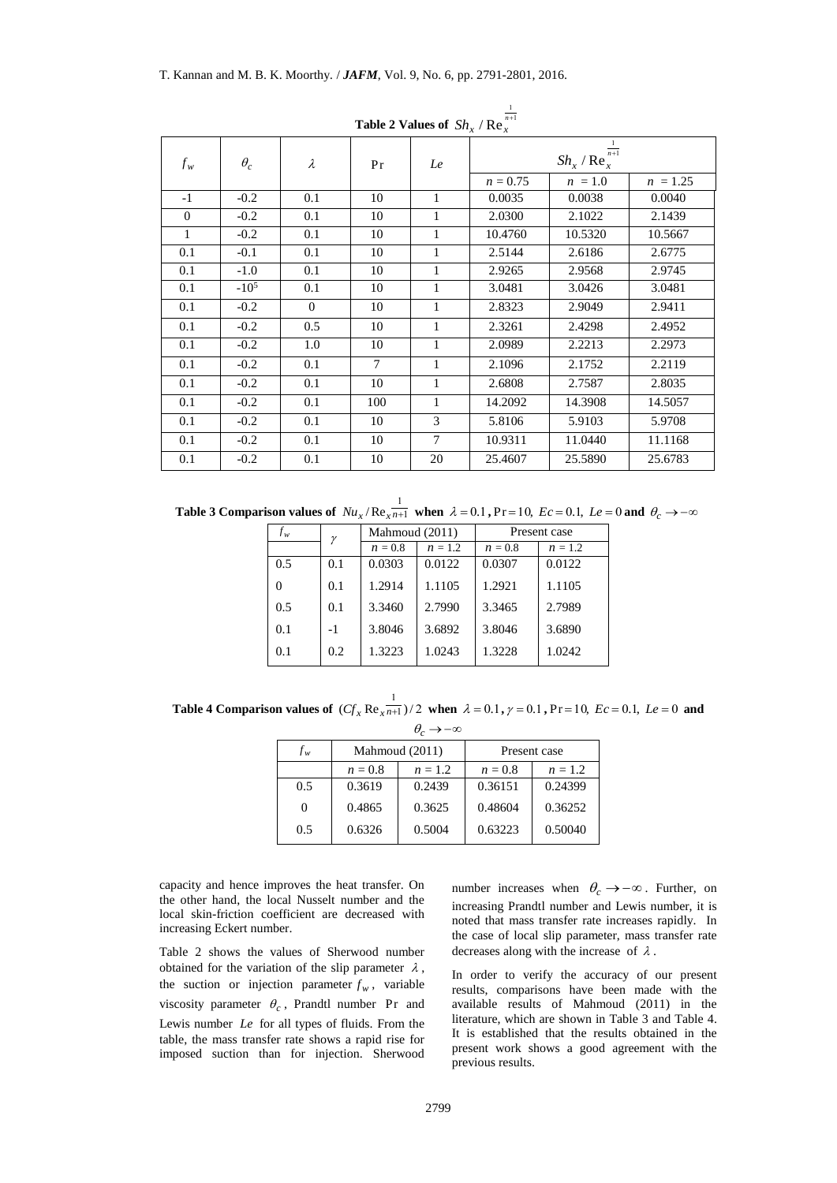**Table 2 Values of $Sh_x / \mathrm{Re}_x^{\frac{1}{n+1}}$**

| $f_w$ | $\theta_c$ | $\lambda$ | Pr | $Le$ | $Sh_x / \mathrm{Re}_x^{\frac{1}{n+1}}$ | | |
|---|---|---|---|---|---|---|---|
| | | | | | $n = 0.75$ | $n = 1.0$ | $n = 1.25$ |
| -1 | -0.2 | 0.1 | 10 | 1 | 0.0035 | 0.0038 | 0.0040 |
| 0 | -0.2 | 0.1 | 10 | 1 | 2.0300 | 2.1022 | 2.1439 |
| 1 | -0.2 | 0.1 | 10 | 1 | 10.4760 | 10.5320 | 10.5667 |
| 0.1 | -0.1 | 0.1 | 10 | 1 | 2.5144 | 2.6186 | 2.6775 |
| 0.1 | -1.0 | 0.1 | 10 | 1 | 2.9265 | 2.9568 | 2.9745 |
| 0.1 | $-10^5$ | 0.1 | 10 | 1 | 3.0481 | 3.0426 | 3.0481 |
| 0.1 | -0.2 | 0 | 10 | 1 | 2.8323 | 2.9049 | 2.9411 |
| 0.1 | -0.2 | 0.5 | 10 | 1 | 2.3261 | 2.4298 | 2.4952 |
| 0.1 | -0.2 | 1.0 | 10 | 1 | 2.0989 | 2.2213 | 2.2973 |
| 0.1 | -0.2 | 0.1 | 7 | 1 | 2.1096 | 2.1752 | 2.2119 |
| 0.1 | -0.2 | 0.1 | 10 | 1 | 2.6808 | 2.7587 | 2.8035 |
| 0.1 | -0.2 | 0.1 | 100 | 1 | 14.2092 | 14.3908 | 14.5057 |
| 0.1 | -0.2 | 0.1 | 10 | 3 | 5.8106 | 5.9103 | 5.9708 |
| 0.1 | -0.2 | 0.1 | 10 | 7 | 10.9311 | 11.0440 | 11.1168 |
| 0.1 | -0.2 | 0.1 | 10 | 20 | 25.4607 | 25.5890 | 25.6783 |

**Table 3 Comparison values of $Nu_x / \mathrm{Re}_x^{\frac{1}{n+1}}$ when $\lambda = 0.1$, $\mathrm{Pr} = 10$, $Ec = 0.1$, $Le = 0$ and $\theta_c \to -\infty$**

| $f_w$ | $\gamma$ | Mahmoud (2011) | | Present case | |
|---|---|---|---|---|---|
| | | $n = 0.8$ | $n = 1.2$ | $n = 0.8$ | $n = 1.2$ |
| 0.5 | 0.1 | 0.0303 | 0.0122 | 0.0307 | 0.0122 |
| 0 | 0.1 | 1.2914 | 1.1105 | 1.2921 | 1.1105 |
| 0.5 | 0.1 | 3.3460 | 2.7990 | 3.3465 | 2.7989 |
| 0.1 | -1 | 3.8046 | 3.6892 | 3.8046 | 3.6890 |
| 0.1 | 0.2 | 1.3223 | 1.0243 | 1.3228 | 1.0242 |

**Table 4 Comparison values of $(Cf_x \mathrm{Re}_x^{\frac{1}{n+1}})/2$ when $\lambda = 0.1$, $\gamma = 0.1$, $\mathrm{Pr} = 10$, $Ec = 0.1$, $Le = 0$ and $\theta_c \to -\infty$**

| $f_w$ | Mahmoud (2011) | | Present case | |
|---|---|---|---|---|
| | $n = 0.8$ | $n = 1.2$ | $n = 0.8$ | $n = 1.2$ |
| 0.5 | 0.3619 | 0.2439 | 0.36151 | 0.24399 |
| 0 | 0.4865 | 0.3625 | 0.48604 | 0.36252 |
| 0.5 | 0.6326 | 0.5004 | 0.63223 | 0.50040 |

capacity and hence improves the heat transfer. On the other hand, the local Nusselt number and the local skin-friction coefficient are decreased with increasing Eckert number.

Table 2 shows the values of Sherwood number obtained for the variation of the slip parameter $\lambda$, the suction or injection parameter $f_w$, variable viscosity parameter $\theta_c$, Prandtl number Pr and Lewis number $Le$ for all types of fluids. From the table, the mass transfer rate shows a rapid rise for imposed suction than for injection. Sherwood number increases when $\theta_c \to -\infty$. Further, on increasing Prandtl number and Lewis number, it is noted that mass transfer rate increases rapidly. In the case of local slip parameter, mass transfer rate decreases along with the increase of $\lambda$.

In order to verify the accuracy of our present results, comparisons have been made with the available results of Mahmoud (2011) in the literature, which are shown in Table 3 and Table 4. It is established that the results obtained in the present work shows a good agreement with the previous results.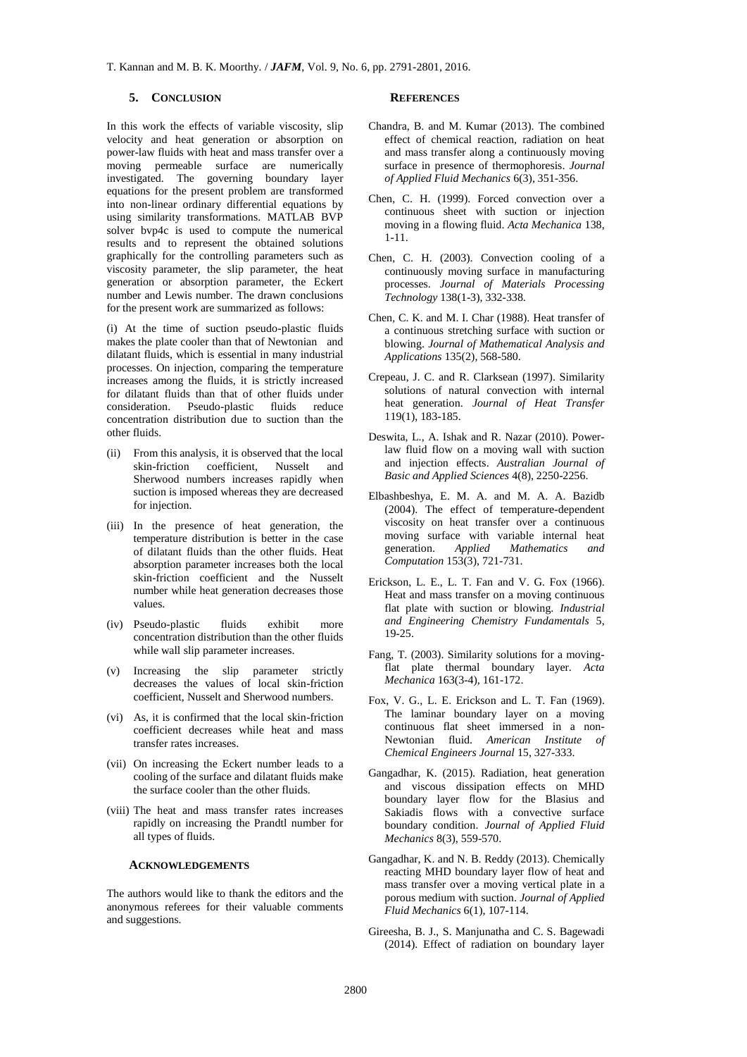## 5. CONCLUSION

In this work the effects of variable viscosity, slip velocity and heat generation or absorption on power-law fluids with heat and mass transfer over a moving permeable surface are numerically investigated. The governing boundary layer equations for the present problem are transformed into non-linear ordinary differential equations by using similarity transformations. MATLAB BVP solver bvp4c is used to compute the numerical results and to represent the obtained solutions graphically for the controlling parameters such as viscosity parameter, the slip parameter, the heat generation or absorption parameter, the Eckert number and Lewis number. The drawn conclusions for the present work are summarized as follows:

(i) At the time of suction pseudo-plastic fluids makes the plate cooler than that of Newtonian and dilatant fluids, which is essential in many industrial processes. On injection, comparing the temperature increases among the fluids, it is strictly increased for dilatant fluids than that of other fluids under consideration. Pseudo-plastic fluids reduce concentration distribution due to suction than the other fluids.

(ii) From this analysis, it is observed that the local skin-friction coefficient, Nusselt and Sherwood numbers increases rapidly when suction is imposed whereas they are decreased for injection.

(iii) In the presence of heat generation, the temperature distribution is better in the case of dilatant fluids than the other fluids. Heat absorption parameter increases both the local skin-friction coefficient and the Nusselt number while heat generation decreases those values.

(iv) Pseudo-plastic fluids exhibit more concentration distribution than the other fluids while wall slip parameter increases.

(v) Increasing the slip parameter strictly decreases the values of local skin-friction coefficient, Nusselt and Sherwood numbers.

(vi) As, it is confirmed that the local skin-friction coefficient decreases while heat and mass transfer rates increases.

(vii) On increasing the Eckert number leads to a cooling of the surface and dilatant fluids make the surface cooler than the other fluids.

(viii) The heat and mass transfer rates increases rapidly on increasing the Prandtl number for all types of fluids.

### ACKNOWLEDGEMENTS

The authors would like to thank the editors and the anonymous referees for their valuable comments and suggestions.

## REFERENCES

Chandra, B. and M. Kumar (2013). The combined effect of chemical reaction, radiation on heat and mass transfer along a continuously moving surface in presence of thermophoresis. *Journal of Applied Fluid Mechanics* 6(3), 351-356.

Chen, C. H. (1999). Forced convection over a continuous sheet with suction or injection moving in a flowing fluid. *Acta Mechanica* 138, 1-11.

Chen, C. H. (2003). Convection cooling of a continuously moving surface in manufacturing processes. *Journal of Materials Processing Technology* 138(1-3), 332-338.

Chen, C. K. and M. I. Char (1988). Heat transfer of a continuous stretching surface with suction or blowing. *Journal of Mathematical Analysis and Applications* 135(2), 568-580.

Crepeau, J. C. and R. Clarksean (1997). Similarity solutions of natural convection with internal heat generation. *Journal of Heat Transfer* 119(1), 183-185.

Deswita, L., A. Ishak and R. Nazar (2010). Power-law fluid flow on a moving wall with suction and injection effects. *Australian Journal of Basic and Applied Sciences* 4(8), 2250-2256.

Elbashbeshya, E. M. A. and M. A. A. Bazidb (2004). The effect of temperature-dependent viscosity on heat transfer over a continuous moving surface with variable internal heat generation. *Applied Mathematics and Computation* 153(3), 721-731.

Erickson, L. E., L. T. Fan and V. G. Fox (1966). Heat and mass transfer on a moving continuous flat plate with suction or blowing. *Industrial and Engineering Chemistry Fundamentals* 5, 19-25.

Fang, T. (2003). Similarity solutions for a moving-flat plate thermal boundary layer. *Acta Mechanica* 163(3-4), 161-172.

Fox, V. G., L. E. Erickson and L. T. Fan (1969). The laminar boundary layer on a moving continuous flat sheet immersed in a non-Newtonian fluid. *American Institute of Chemical Engineers Journal* 15, 327-333.

Gangadhar, K. (2015). Radiation, heat generation and viscous dissipation effects on MHD boundary layer flow for the Blasius and Sakiadis flows with a convective surface boundary condition. *Journal of Applied Fluid Mechanics* 8(3), 559-570.

Gangadhar, K. and N. B. Reddy (2013). Chemically reacting MHD boundary layer flow of heat and mass transfer over a moving vertical plate in a porous medium with suction. *Journal of Applied Fluid Mechanics* 6(1), 107-114.

Gireesha, B. J., S. Manjunatha and C. S. Bagewadi (2014). Effect of radiation on boundary layer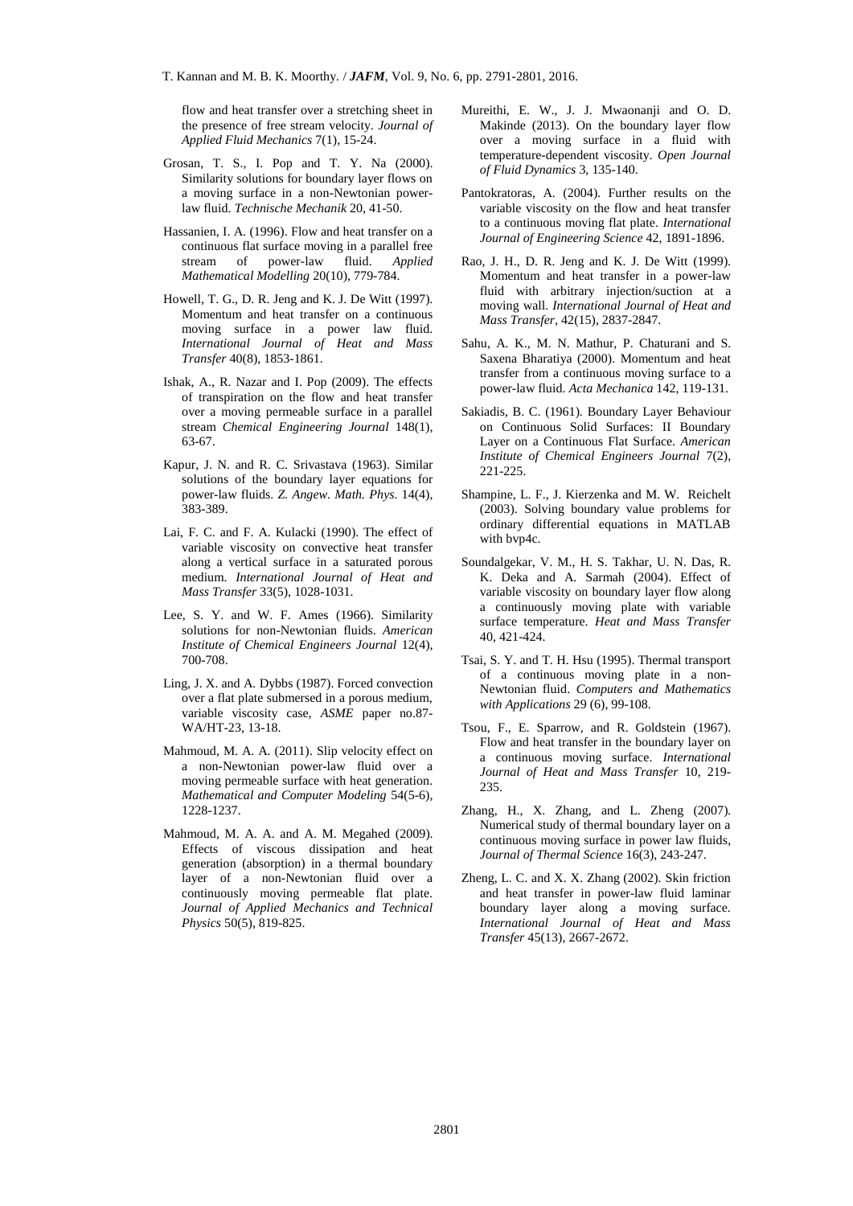flow and heat transfer over a stretching sheet in the presence of free stream velocity. *Journal of Applied Fluid Mechanics* 7(1), 15-24.

Grosan, T. S., I. Pop and T. Y. Na (2000). Similarity solutions for boundary layer flows on a moving surface in a non-Newtonian power-law fluid. *Technische Mechanik* 20, 41-50.

Hassanien, I. A. (1996). Flow and heat transfer on a continuous flat surface moving in a parallel free stream of power-law fluid. *Applied Mathematical Modelling* 20(10), 779-784.

Howell, T. G., D. R. Jeng and K. J. De Witt (1997). Momentum and heat transfer on a continuous moving surface in a power law fluid. *International Journal of Heat and Mass Transfer* 40(8), 1853-1861.

Ishak, A., R. Nazar and I. Pop (2009). The effects of transpiration on the flow and heat transfer over a moving permeable surface in a parallel stream *Chemical Engineering Journal* 148(1), 63-67.

Kapur, J. N. and R. C. Srivastava (1963). Similar solutions of the boundary layer equations for power-law fluids. *Z. Angew. Math. Phys*. 14(4), 383-389.

Lai, F. C. and F. A. Kulacki (1990). The effect of variable viscosity on convective heat transfer along a vertical surface in a saturated porous medium. *International Journal of Heat and Mass Transfer* 33(5), 1028-1031.

Lee, S. Y. and W. F. Ames (1966). Similarity solutions for non-Newtonian fluids. *American Institute of Chemical Engineers Journal* 12(4), 700-708.

Ling, J. X. and A. Dybbs (1987). Forced convection over a flat plate submersed in a porous medium, variable viscosity case, *ASME* paper no.87-WA/HT-23, 13-18.

Mahmoud, M. A. A. (2011). Slip velocity effect on a non-Newtonian power-law fluid over a moving permeable surface with heat generation. *Mathematical and Computer Modeling* 54(5-6), 1228-1237.

Mahmoud, M. A. A. and A. M. Megahed (2009). Effects of viscous dissipation and heat generation (absorption) in a thermal boundary layer of a non-Newtonian fluid over a continuously moving permeable flat plate. *Journal of Applied Mechanics and Technical Physics* 50(5), 819-825.

Mureithi, E. W., J. J. Mwaonanji and O. D. Makinde (2013). On the boundary layer flow over a moving surface in a fluid with temperature-dependent viscosity. *Open Journal of Fluid Dynamics* 3, 135-140.

Pantokratoras, A. (2004). Further results on the variable viscosity on the flow and heat transfer to a continuous moving flat plate. *International Journal of Engineering Science* 42, 1891-1896.

Rao, J. H., D. R. Jeng and K. J. De Witt (1999). Momentum and heat transfer in a power-law fluid with arbitrary injection/suction at a moving wall. *International Journal of Heat and Mass Transfer*, 42(15), 2837-2847.

Sahu, A. K., M. N. Mathur, P. Chaturani and S. Saxena Bharatiya (2000). Momentum and heat transfer from a continuous moving surface to a power-law fluid. *Acta Mechanica* 142, 119-131.

Sakiadis, B. C. (1961). Boundary Layer Behaviour on Continuous Solid Surfaces: II Boundary Layer on a Continuous Flat Surface. *American Institute of Chemical Engineers Journal* 7(2), 221-225.

Shampine, L. F., J. Kierzenka and M. W. Reichelt (2003). Solving boundary value problems for ordinary differential equations in MATLAB with bvp4c.

Soundalgekar, V. M., H. S. Takhar, U. N. Das, R. K. Deka and A. Sarmah (2004). Effect of variable viscosity on boundary layer flow along a continuously moving plate with variable surface temperature. *Heat and Mass Transfer* 40, 421-424.

Tsai, S. Y. and T. H. Hsu (1995). Thermal transport of a continuous moving plate in a non-Newtonian fluid. *Computers and Mathematics with Applications* 29 (6), 99-108.

Tsou, F., E. Sparrow, and R. Goldstein (1967). Flow and heat transfer in the boundary layer on a continuous moving surface. *International Journal of Heat and Mass Transfer* 10, 219-235.

Zhang, H., X. Zhang, and L. Zheng (2007). Numerical study of thermal boundary layer on a continuous moving surface in power law fluids, *Journal of Thermal Science* 16(3), 243-247.

Zheng, L. C. and X. X. Zhang (2002). Skin friction and heat transfer in power-law fluid laminar boundary layer along a moving surface. *International Journal of Heat and Mass Transfer* 45(13), 2667-2672.